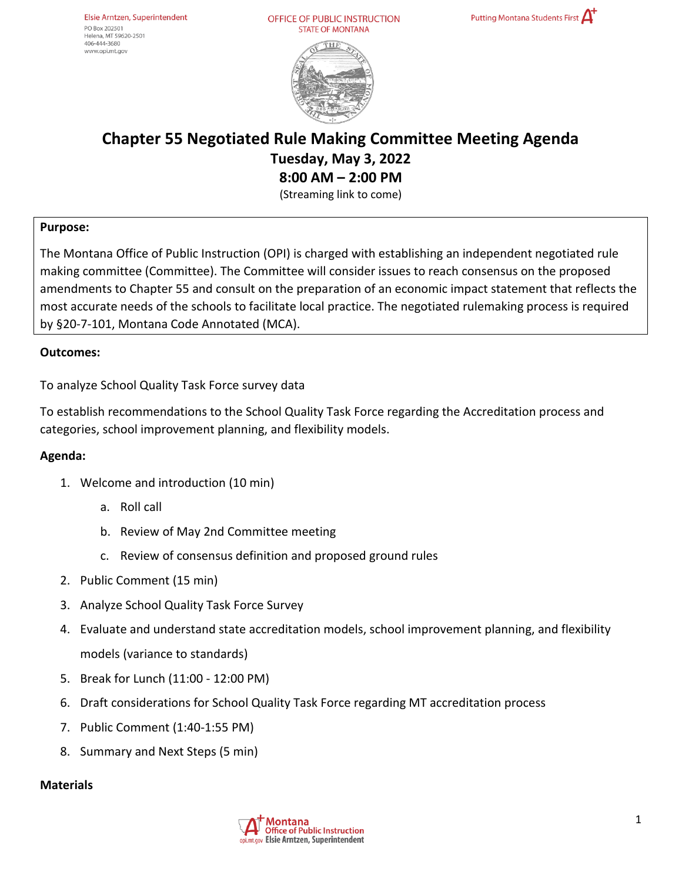Elsie Arntzen, Superintendent
PO Box 202501
Helena, MT 59620-2501
406-444-3680
www.opi.mt.gov

OFFICE OF PUBLIC INSTRUCTION
STATE OF MONTANA

Putting Montana Students First

# Chapter 55 Negotiated Rule Making Committee Meeting Agenda

## Tuesday, May 3, 2022

## 8:00 AM – 2:00 PM

(Streaming link to come)

**Purpose:**

The Montana Office of Public Instruction (OPI) is charged with establishing an independent negotiated rule making committee (Committee). The Committee will consider issues to reach consensus on the proposed amendments to Chapter 55 and consult on the preparation of an economic impact statement that reflects the most accurate needs of the schools to facilitate local practice. The negotiated rulemaking process is required by §20-7-101, Montana Code Annotated (MCA).

**Outcomes:**

To analyze School Quality Task Force survey data

To establish recommendations to the School Quality Task Force regarding the Accreditation process and categories, school improvement planning, and flexibility models.

**Agenda:**

1. Welcome and introduction (10 min)
    a. Roll call
    b. Review of May 2nd Committee meeting
    c. Review of consensus definition and proposed ground rules
2. Public Comment (15 min)
3. Analyze School Quality Task Force Survey
4. Evaluate and understand state accreditation models, school improvement planning, and flexibility models (variance to standards)
5. Break for Lunch (11:00 - 12:00 PM)
6. Draft considerations for School Quality Task Force regarding MT accreditation process
7. Public Comment (1:40-1:55 PM)
8. Summary and Next Steps (5 min)

**Materials**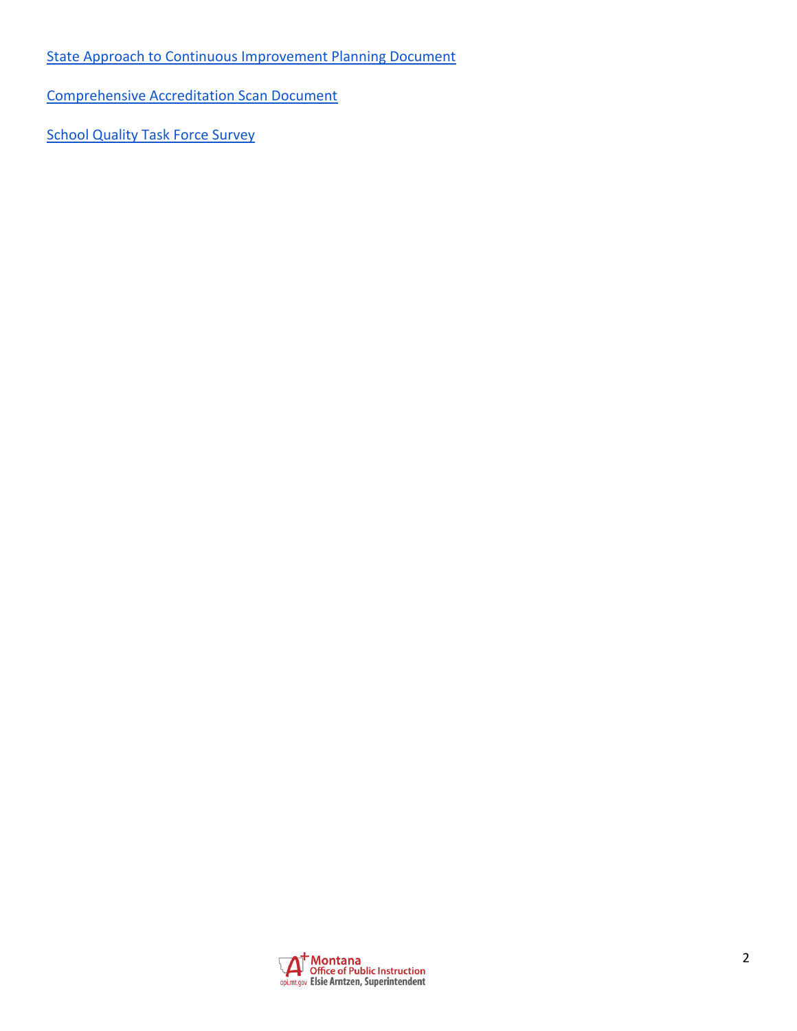[State Approach to Continuous Improvement Planning Document]

[Comprehensive Accreditation Scan Document]

[School Quality Task Force Survey]